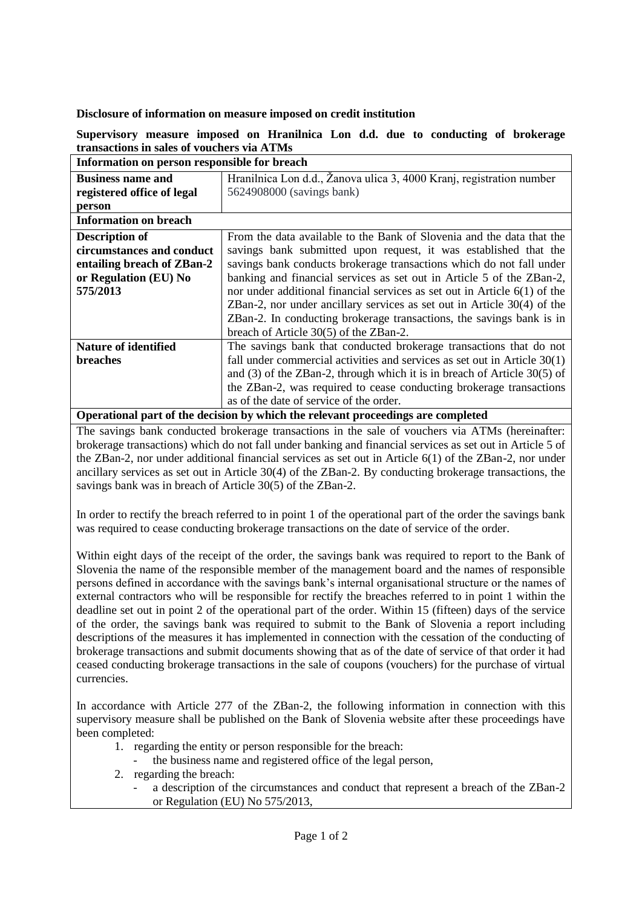**Disclosure of information on measure imposed on credit institution**

**Supervisory measure imposed on Hranilnica Lon d.d. due to conducting of brokerage transactions in sales of vouchers via ATMs**

| **Information on person responsible for breach** | |
|---|---|
| **Business name and registered office of legal person** | Hranilnica Lon d.d., Žanova ulica 3, 4000 Kranj, registration number 5624908000 (savings bank) |
| **Information on breach** | |
| **Description of circumstances and conduct entailing breach of ZBan-2 or Regulation (EU) No 575/2013** | From the data available to the Bank of Slovenia and the data that the savings bank submitted upon request, it was established that the savings bank conducts brokerage transactions which do not fall under banking and financial services as set out in Article 5 of the ZBan-2, nor under additional financial services as set out in Article 6(1) of the ZBan-2, nor under ancillary services as set out in Article 30(4) of the ZBan-2. In conducting brokerage transactions, the savings bank is in breach of Article 30(5) of the ZBan-2. |
| **Nature of identified breaches** | The savings bank that conducted brokerage transactions that do not fall under commercial activities and services as set out in Article 30(1) and (3) of the ZBan-2, through which it is in breach of Article 30(5) of the ZBan-2, was required to cease conducting brokerage transactions as of the date of service of the order. |

**Operational part of the decision by which the relevant proceedings are completed**

The savings bank conducted brokerage transactions in the sale of vouchers via ATMs (hereinafter: brokerage transactions) which do not fall under banking and financial services as set out in Article 5 of the ZBan-2, nor under additional financial services as set out in Article 6(1) of the ZBan-2, nor under ancillary services as set out in Article 30(4) of the ZBan-2. By conducting brokerage transactions, the savings bank was in breach of Article 30(5) of the ZBan-2.

In order to rectify the breach referred to in point 1 of the operational part of the order the savings bank was required to cease conducting brokerage transactions on the date of service of the order.

Within eight days of the receipt of the order, the savings bank was required to report to the Bank of Slovenia the name of the responsible member of the management board and the names of responsible persons defined in accordance with the savings bank's internal organisational structure or the names of external contractors who will be responsible for rectify the breaches referred to in point 1 within the deadline set out in point 2 of the operational part of the order. Within 15 (fifteen) days of the service of the order, the savings bank was required to submit to the Bank of Slovenia a report including descriptions of the measures it has implemented in connection with the cessation of the conducting of brokerage transactions and submit documents showing that as of the date of service of that order it had ceased conducting brokerage transactions in the sale of coupons (vouchers) for the purchase of virtual currencies.

In accordance with Article 277 of the ZBan-2, the following information in connection with this supervisory measure shall be published on the Bank of Slovenia website after these proceedings have been completed:

1. regarding the entity or person responsible for the breach:
   - the business name and registered office of the legal person,
2. regarding the breach:
   - a description of the circumstances and conduct that represent a breach of the ZBan-2 or Regulation (EU) No 575/2013,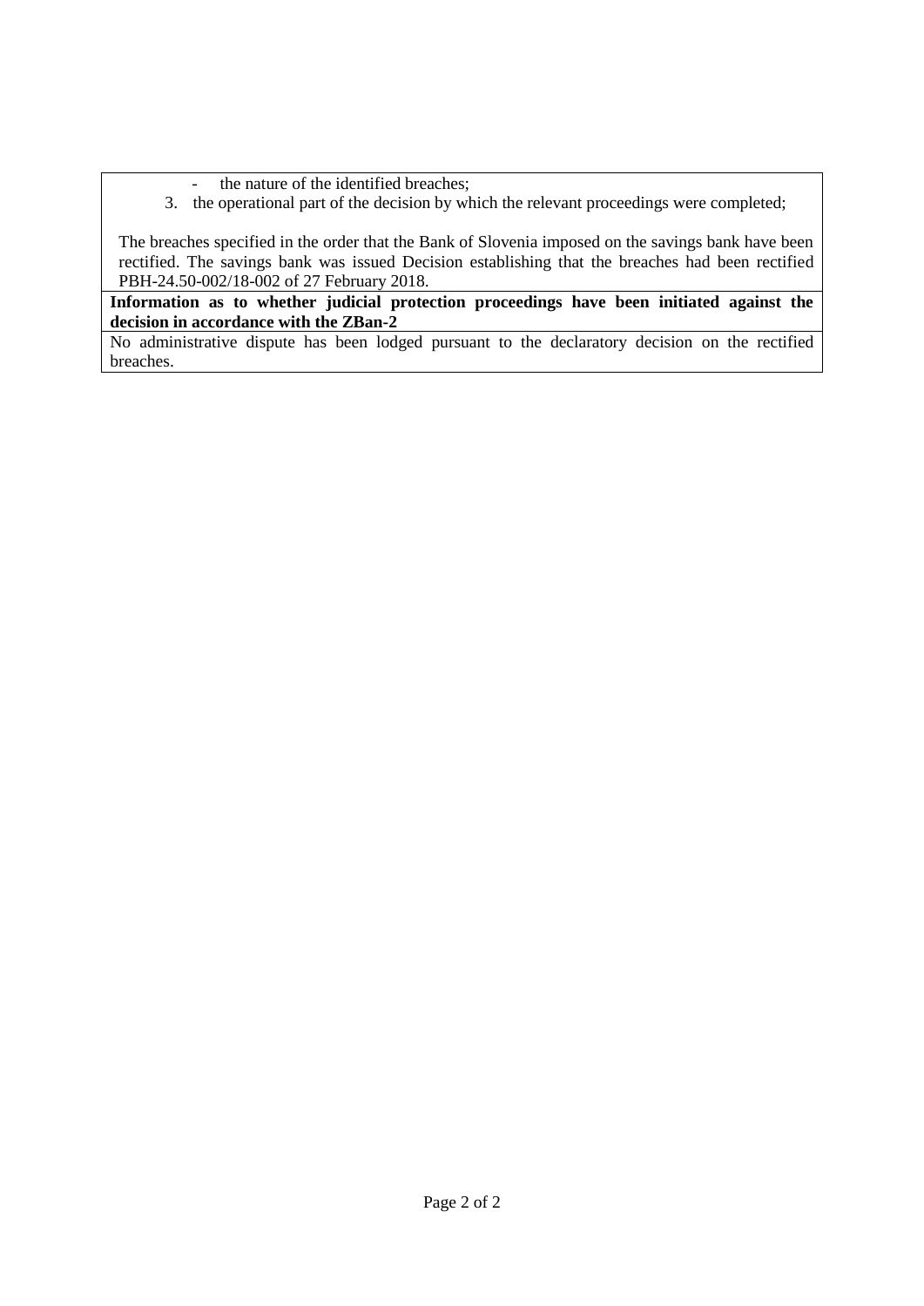- the nature of the identified breaches;

3. the operational part of the decision by which the relevant proceedings were completed;

The breaches specified in the order that the Bank of Slovenia imposed on the savings bank have been rectified. The savings bank was issued Decision establishing that the breaches had been rectified PBH-24.50-002/18-002 of 27 February 2018.

**Information as to whether judicial protection proceedings have been initiated against the decision in accordance with the ZBan-2**

No administrative dispute has been lodged pursuant to the declaratory decision on the rectified breaches.